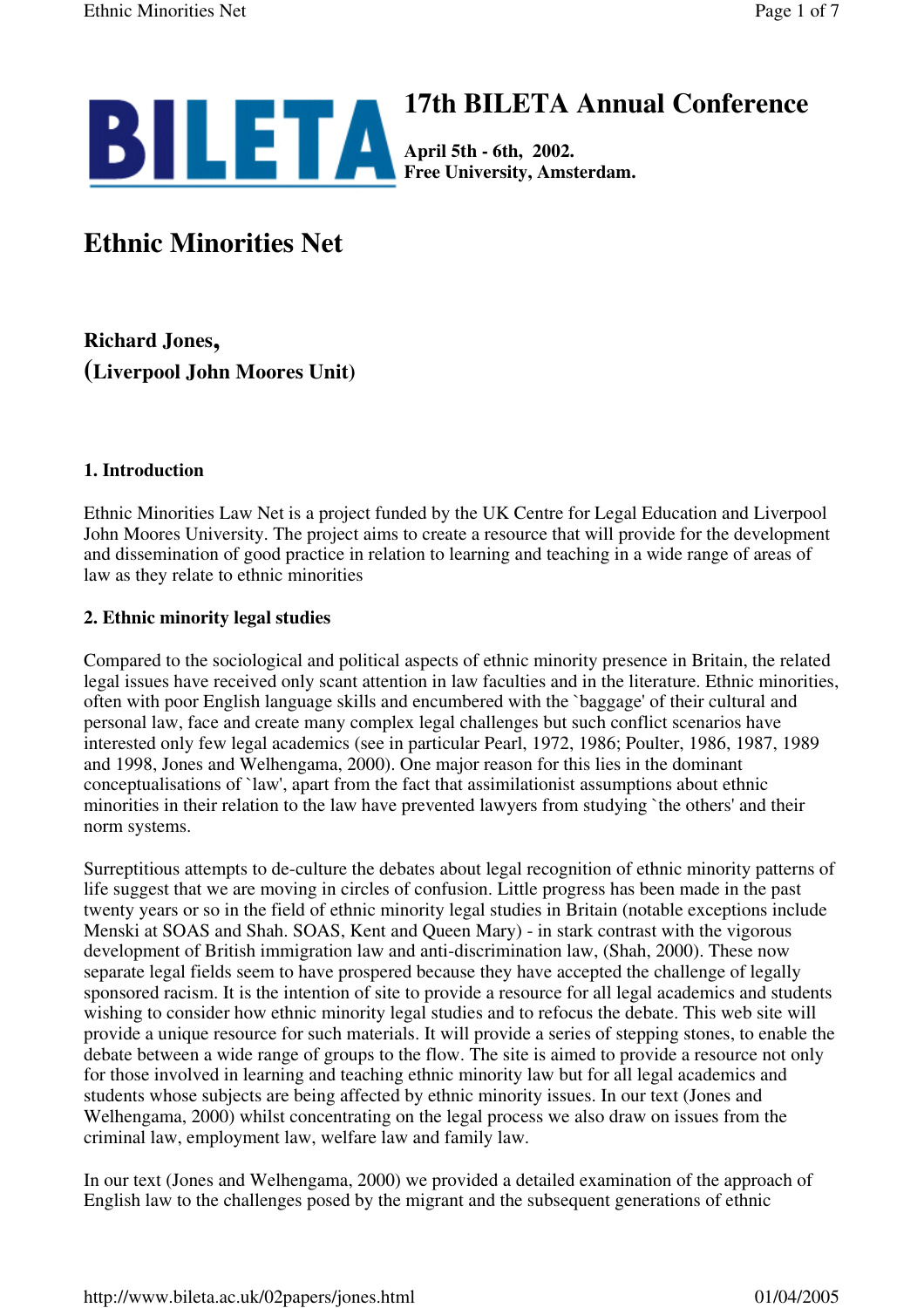# 17th BILETA Annual Conference

**April 5th - 6th, 2002.**
**Free University, Amsterdam.**

# Ethnic Minorities Net

**Richard Jones,**
**(Liverpool John Moores Unit)**

### 1. Introduction

Ethnic Minorities Law Net is a project funded by the UK Centre for Legal Education and Liverpool John Moores University. The project aims to create a resource that will provide for the development and dissemination of good practice in relation to learning and teaching in a wide range of areas of law as they relate to ethnic minorities

### 2. Ethnic minority legal studies

Compared to the sociological and political aspects of ethnic minority presence in Britain, the related legal issues have received only scant attention in law faculties and in the literature. Ethnic minorities, often with poor English language skills and encumbered with the `baggage' of their cultural and personal law, face and create many complex legal challenges but such conflict scenarios have interested only few legal academics (see in particular Pearl, 1972, 1986; Poulter, 1986, 1987, 1989 and 1998, Jones and Welhengama, 2000). One major reason for this lies in the dominant conceptualisations of `law', apart from the fact that assimilationist assumptions about ethnic minorities in their relation to the law have prevented lawyers from studying `the others' and their norm systems.

Surreptitious attempts to de-culture the debates about legal recognition of ethnic minority patterns of life suggest that we are moving in circles of confusion. Little progress has been made in the past twenty years or so in the field of ethnic minority legal studies in Britain (notable exceptions include Menski at SOAS and Shah. SOAS, Kent and Queen Mary) - in stark contrast with the vigorous development of British immigration law and anti-discrimination law, (Shah, 2000). These now separate legal fields seem to have prospered because they have accepted the challenge of legally sponsored racism. It is the intention of site to provide a resource for all legal academics and students wishing to consider how ethnic minority legal studies and to refocus the debate. This web site will provide a unique resource for such materials. It will provide a series of stepping stones, to enable the debate between a wide range of groups to the flow. The site is aimed to provide a resource not only for those involved in learning and teaching ethnic minority law but for all legal academics and students whose subjects are being affected by ethnic minority issues. In our text (Jones and Welhengama, 2000) whilst concentrating on the legal process we also draw on issues from the criminal law, employment law, welfare law and family law.

In our text (Jones and Welhengama, 2000) we provided a detailed examination of the approach of English law to the challenges posed by the migrant and the subsequent generations of ethnic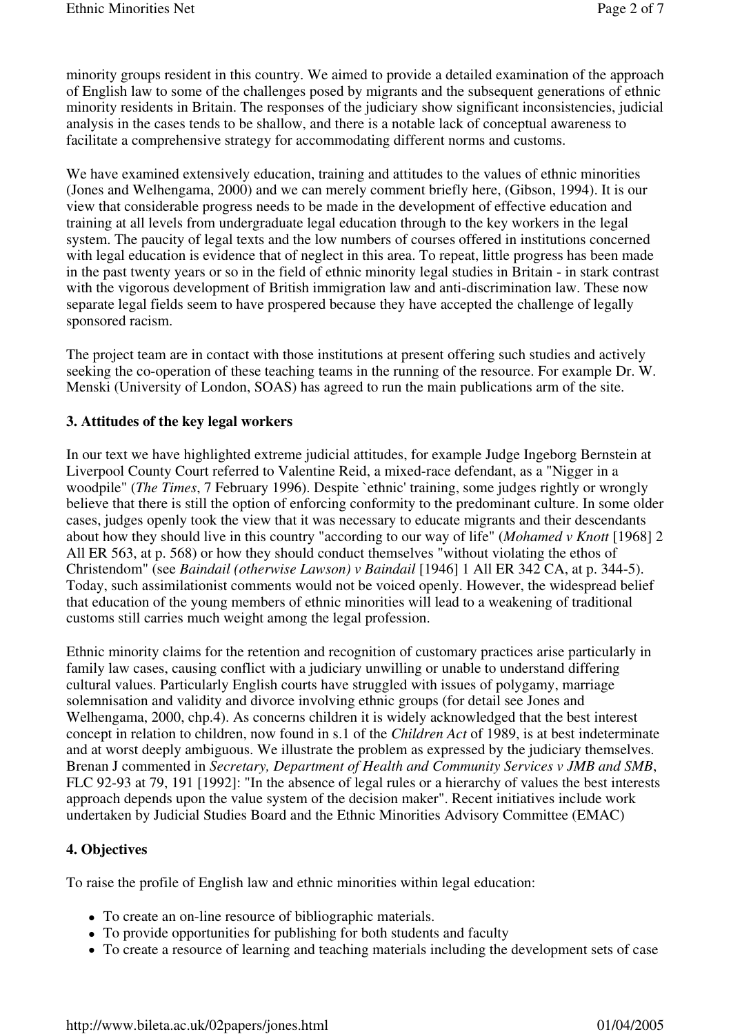minority groups resident in this country. We aimed to provide a detailed examination of the approach of English law to some of the challenges posed by migrants and the subsequent generations of ethnic minority residents in Britain. The responses of the judiciary show significant inconsistencies, judicial analysis in the cases tends to be shallow, and there is a notable lack of conceptual awareness to facilitate a comprehensive strategy for accommodating different norms and customs.

We have examined extensively education, training and attitudes to the values of ethnic minorities (Jones and Welhengama, 2000) and we can merely comment briefly here, (Gibson, 1994). It is our view that considerable progress needs to be made in the development of effective education and training at all levels from undergraduate legal education through to the key workers in the legal system. The paucity of legal texts and the low numbers of courses offered in institutions concerned with legal education is evidence that of neglect in this area. To repeat, little progress has been made in the past twenty years or so in the field of ethnic minority legal studies in Britain - in stark contrast with the vigorous development of British immigration law and anti-discrimination law. These now separate legal fields seem to have prospered because they have accepted the challenge of legally sponsored racism.

The project team are in contact with those institutions at present offering such studies and actively seeking the co-operation of these teaching teams in the running of the resource. For example Dr. W. Menski (University of London, SOAS) has agreed to run the main publications arm of the site.

### 3. Attitudes of the key legal workers

In our text we have highlighted extreme judicial attitudes, for example Judge Ingeborg Bernstein at Liverpool County Court referred to Valentine Reid, a mixed-race defendant, as a "Nigger in a woodpile" (*The Times*, 7 February 1996). Despite `ethnic' training, some judges rightly or wrongly believe that there is still the option of enforcing conformity to the predominant culture. In some older cases, judges openly took the view that it was necessary to educate migrants and their descendants about how they should live in this country "according to our way of life" (*Mohamed v Knott* [1968] 2 All ER 563, at p. 568) or how they should conduct themselves "without violating the ethos of Christendom" (see *Baindail (otherwise Lawson) v Baindail* [1946] 1 All ER 342 CA, at p. 344-5). Today, such assimilationist comments would not be voiced openly. However, the widespread belief that education of the young members of ethnic minorities will lead to a weakening of traditional customs still carries much weight among the legal profession.

Ethnic minority claims for the retention and recognition of customary practices arise particularly in family law cases, causing conflict with a judiciary unwilling or unable to understand differing cultural values. Particularly English courts have struggled with issues of polygamy, marriage solemnisation and validity and divorce involving ethnic groups (for detail see Jones and Welhengama, 2000, chp.4). As concerns children it is widely acknowledged that the best interest concept in relation to children, now found in s.1 of the *Children Act* of 1989, is at best indeterminate and at worst deeply ambiguous. We illustrate the problem as expressed by the judiciary themselves. Brenan J commented in *Secretary, Department of Health and Community Services v JMB and SMB*, FLC 92-93 at 79, 191 [1992]: "In the absence of legal rules or a hierarchy of values the best interests approach depends upon the value system of the decision maker". Recent initiatives include work undertaken by Judicial Studies Board and the Ethnic Minorities Advisory Committee (EMAC)

### 4. Objectives

To raise the profile of English law and ethnic minorities within legal education:

- To create an on-line resource of bibliographic materials.
- To provide opportunities for publishing for both students and faculty
- To create a resource of learning and teaching materials including the development sets of case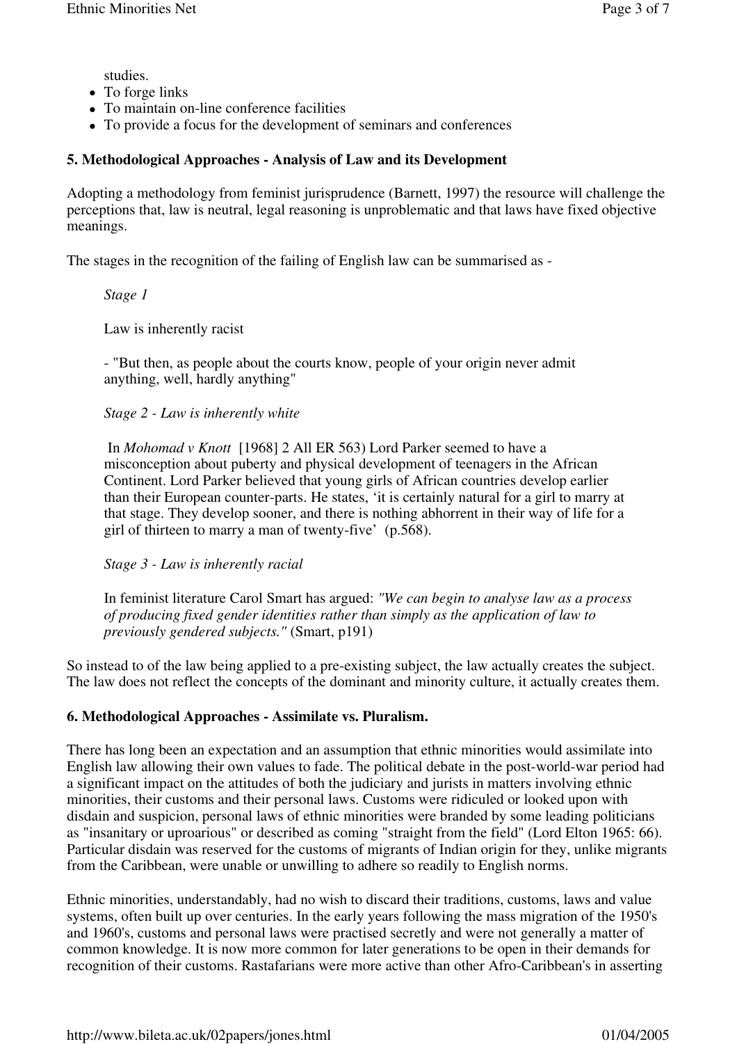studies.

- To forge links
- To maintain on-line conference facilities
- To provide a focus for the development of seminars and conferences

### 5. Methodological Approaches - Analysis of Law and its Development

Adopting a methodology from feminist jurisprudence (Barnett, 1997) the resource will challenge the perceptions that, law is neutral, legal reasoning is unproblematic and that laws have fixed objective meanings.

The stages in the recognition of the failing of English law can be summarised as -

> *Stage 1*
>
> Law is inherently racist
>
> - "But then, as people about the courts know, people of your origin never admit anything, well, hardly anything"
>
> *Stage 2 - Law is inherently white*
>
> In *Mohomad v Knott* [1968] 2 All ER 563) Lord Parker seemed to have a misconception about puberty and physical development of teenagers in the African Continent. Lord Parker believed that young girls of African countries develop earlier than their European counter-parts. He states, 'it is certainly natural for a girl to marry at that stage. They develop sooner, and there is nothing abhorrent in their way of life for a girl of thirteen to marry a man of twenty-five' (p.568).
>
> *Stage 3 - Law is inherently racial*
>
> In feminist literature Carol Smart has argued: *"We can begin to analyse law as a process of producing fixed gender identities rather than simply as the application of law to previously gendered subjects."* (Smart, p191)

So instead to of the law being applied to a pre-existing subject, the law actually creates the subject. The law does not reflect the concepts of the dominant and minority culture, it actually creates them.

### 6. Methodological Approaches - Assimilate vs. Pluralism.

There has long been an expectation and an assumption that ethnic minorities would assimilate into English law allowing their own values to fade. The political debate in the post-world-war period had a significant impact on the attitudes of both the judiciary and jurists in matters involving ethnic minorities, their customs and their personal laws. Customs were ridiculed or looked upon with disdain and suspicion, personal laws of ethnic minorities were branded by some leading politicians as "insanitary or uproarious" or described as coming "straight from the field" (Lord Elton 1965: 66). Particular disdain was reserved for the customs of migrants of Indian origin for they, unlike migrants from the Caribbean, were unable or unwilling to adhere so readily to English norms.

Ethnic minorities, understandably, had no wish to discard their traditions, customs, laws and value systems, often built up over centuries. In the early years following the mass migration of the 1950's and 1960's, customs and personal laws were practised secretly and were not generally a matter of common knowledge. It is now more common for later generations to be open in their demands for recognition of their customs. Rastafarians were more active than other Afro-Caribbean's in asserting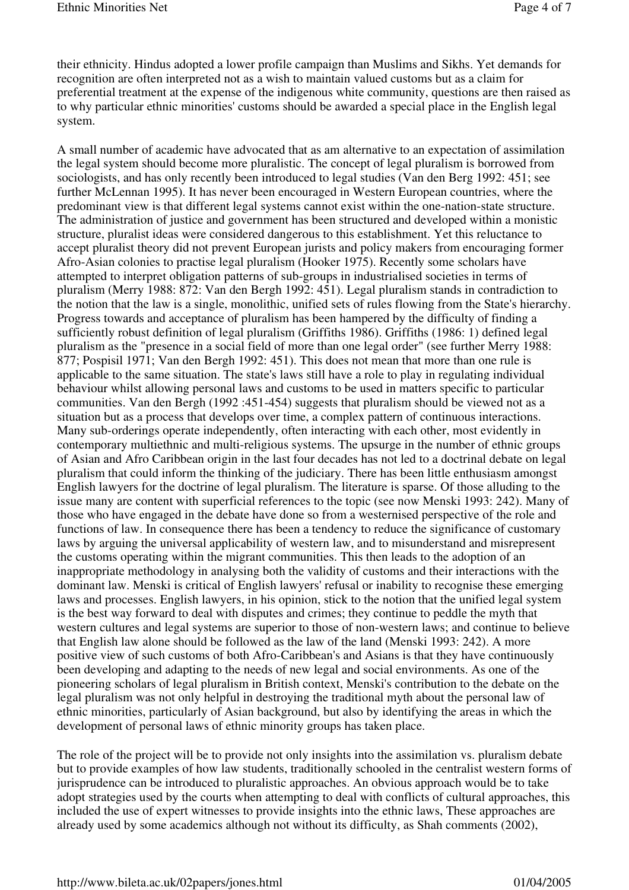their ethnicity. Hindus adopted a lower profile campaign than Muslims and Sikhs. Yet demands for recognition are often interpreted not as a wish to maintain valued customs but as a claim for preferential treatment at the expense of the indigenous white community, questions are then raised as to why particular ethnic minorities' customs should be awarded a special place in the English legal system.

A small number of academic have advocated that as am alternative to an expectation of assimilation the legal system should become more pluralistic. The concept of legal pluralism is borrowed from sociologists, and has only recently been introduced to legal studies (Van den Berg 1992: 451; see further McLennan 1995). It has never been encouraged in Western European countries, where the predominant view is that different legal systems cannot exist within the one-nation-state structure. The administration of justice and government has been structured and developed within a monistic structure, pluralist ideas were considered dangerous to this establishment. Yet this reluctance to accept pluralist theory did not prevent European jurists and policy makers from encouraging former Afro-Asian colonies to practise legal pluralism (Hooker 1975). Recently some scholars have attempted to interpret obligation patterns of sub-groups in industrialised societies in terms of pluralism (Merry 1988: 872: Van den Bergh 1992: 451). Legal pluralism stands in contradiction to the notion that the law is a single, monolithic, unified sets of rules flowing from the State's hierarchy. Progress towards and acceptance of pluralism has been hampered by the difficulty of finding a sufficiently robust definition of legal pluralism (Griffiths 1986). Griffiths (1986: 1) defined legal pluralism as the "presence in a social field of more than one legal order" (see further Merry 1988: 877; Pospisil 1971; Van den Bergh 1992: 451). This does not mean that more than one rule is applicable to the same situation. The state's laws still have a role to play in regulating individual behaviour whilst allowing personal laws and customs to be used in matters specific to particular communities. Van den Bergh (1992 :451-454) suggests that pluralism should be viewed not as a situation but as a process that develops over time, a complex pattern of continuous interactions. Many sub-orderings operate independently, often interacting with each other, most evidently in contemporary multiethnic and multi-religious systems. The upsurge in the number of ethnic groups of Asian and Afro Caribbean origin in the last four decades has not led to a doctrinal debate on legal pluralism that could inform the thinking of the judiciary. There has been little enthusiasm amongst English lawyers for the doctrine of legal pluralism. The literature is sparse. Of those alluding to the issue many are content with superficial references to the topic (see now Menski 1993: 242). Many of those who have engaged in the debate have done so from a westernised perspective of the role and functions of law. In consequence there has been a tendency to reduce the significance of customary laws by arguing the universal applicability of western law, and to misunderstand and misrepresent the customs operating within the migrant communities. This then leads to the adoption of an inappropriate methodology in analysing both the validity of customs and their interactions with the dominant law. Menski is critical of English lawyers' refusal or inability to recognise these emerging laws and processes. English lawyers, in his opinion, stick to the notion that the unified legal system is the best way forward to deal with disputes and crimes; they continue to peddle the myth that western cultures and legal systems are superior to those of non-western laws; and continue to believe that English law alone should be followed as the law of the land (Menski 1993: 242). A more positive view of such customs of both Afro-Caribbean's and Asians is that they have continuously been developing and adapting to the needs of new legal and social environments. As one of the pioneering scholars of legal pluralism in British context, Menski's contribution to the debate on the legal pluralism was not only helpful in destroying the traditional myth about the personal law of ethnic minorities, particularly of Asian background, but also by identifying the areas in which the development of personal laws of ethnic minority groups has taken place.

The role of the project will be to provide not only insights into the assimilation vs. pluralism debate but to provide examples of how law students, traditionally schooled in the centralist western forms of jurisprudence can be introduced to pluralistic approaches. An obvious approach would be to take adopt strategies used by the courts when attempting to deal with conflicts of cultural approaches, this included the use of expert witnesses to provide insights into the ethnic laws, These approaches are already used by some academics although not without its difficulty, as Shah comments (2002),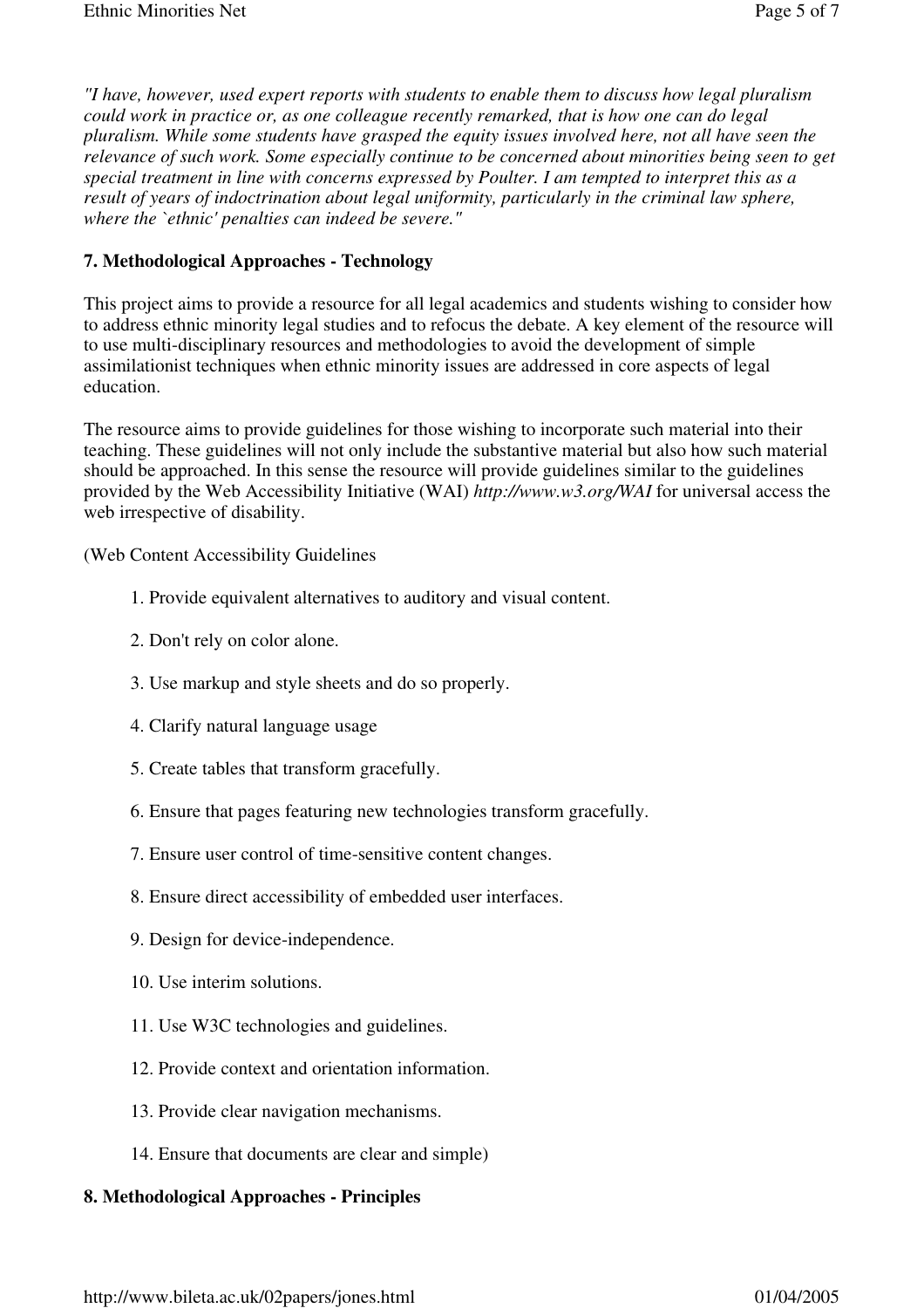*"I have, however, used expert reports with students to enable them to discuss how legal pluralism could work in practice or, as one colleague recently remarked, that is how one can do legal pluralism. While some students have grasped the equity issues involved here, not all have seen the relevance of such work. Some especially continue to be concerned about minorities being seen to get special treatment in line with concerns expressed by Poulter. I am tempted to interpret this as a result of years of indoctrination about legal uniformity, particularly in the criminal law sphere, where the `ethnic' penalties can indeed be severe."*

**7. Methodological Approaches - Technology**

This project aims to provide a resource for all legal academics and students wishing to consider how to address ethnic minority legal studies and to refocus the debate. A key element of the resource will to use multi-disciplinary resources and methodologies to avoid the development of simple assimilationist techniques when ethnic minority issues are addressed in core aspects of legal education.

The resource aims to provide guidelines for those wishing to incorporate such material into their teaching. These guidelines will not only include the substantive material but also how such material should be approached. In this sense the resource will provide guidelines similar to the guidelines provided by the Web Accessibility Initiative (WAI) *http://www.w3.org/WAI* for universal access the web irrespective of disability.

(Web Content Accessibility Guidelines

1. Provide equivalent alternatives to auditory and visual content.
2. Don't rely on color alone.
3. Use markup and style sheets and do so properly.
4. Clarify natural language usage
5. Create tables that transform gracefully.
6. Ensure that pages featuring new technologies transform gracefully.
7. Ensure user control of time-sensitive content changes.
8. Ensure direct accessibility of embedded user interfaces.
9. Design for device-independence.
10. Use interim solutions.
11. Use W3C technologies and guidelines.
12. Provide context and orientation information.
13. Provide clear navigation mechanisms.
14. Ensure that documents are clear and simple)

**8. Methodological Approaches - Principles**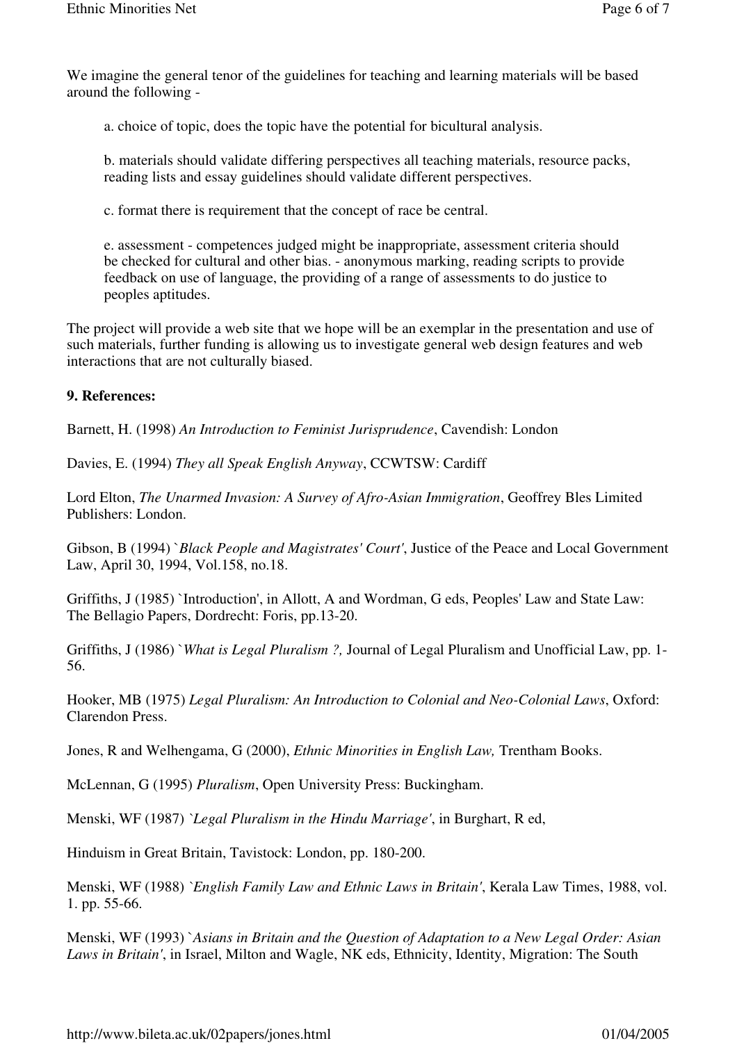We imagine the general tenor of the guidelines for teaching and learning materials will be based around the following -

a. choice of topic, does the topic have the potential for bicultural analysis.

b. materials should validate differing perspectives all teaching materials, resource packs, reading lists and essay guidelines should validate different perspectives.

c. format there is requirement that the concept of race be central.

e. assessment - competences judged might be inappropriate, assessment criteria should be checked for cultural and other bias. - anonymous marking, reading scripts to provide feedback on use of language, the providing of a range of assessments to do justice to peoples aptitudes.

The project will provide a web site that we hope will be an exemplar in the presentation and use of such materials, further funding is allowing us to investigate general web design features and web interactions that are not culturally biased.

**9. References:**

Barnett, H. (1998) *An Introduction to Feminist Jurisprudence*, Cavendish: London

Davies, E. (1994) *They all Speak English Anyway*, CCWTSW: Cardiff

Lord Elton, *The Unarmed Invasion: A Survey of Afro-Asian Immigration*, Geoffrey Bles Limited Publishers: London.

Gibson, B (1994) `*Black People and Magistrates' Court'*, Justice of the Peace and Local Government Law, April 30, 1994, Vol.158, no.18.

Griffiths, J (1985) `Introduction', in Allott, A and Wordman, G eds, Peoples' Law and State Law: The Bellagio Papers, Dordrecht: Foris, pp.13-20.

Griffiths, J (1986) `*What is Legal Pluralism ?,* Journal of Legal Pluralism and Unofficial Law, pp. 1-56.

Hooker, MB (1975) *Legal Pluralism: An Introduction to Colonial and Neo-Colonial Laws*, Oxford: Clarendon Press.

Jones, R and Welhengama, G (2000), *Ethnic Minorities in English Law,* Trentham Books.

McLennan, G (1995) *Pluralism*, Open University Press: Buckingham.

Menski, WF (1987) `*Legal Pluralism in the Hindu Marriage'*, in Burghart, R ed,

Hinduism in Great Britain, Tavistock: London, pp. 180-200.

Menski, WF (1988) `*English Family Law and Ethnic Laws in Britain'*, Kerala Law Times, 1988, vol. 1. pp. 55-66.

Menski, WF (1993) `*Asians in Britain and the Question of Adaptation to a New Legal Order: Asian Laws in Britain'*, in Israel, Milton and Wagle, NK eds, Ethnicity, Identity, Migration: The South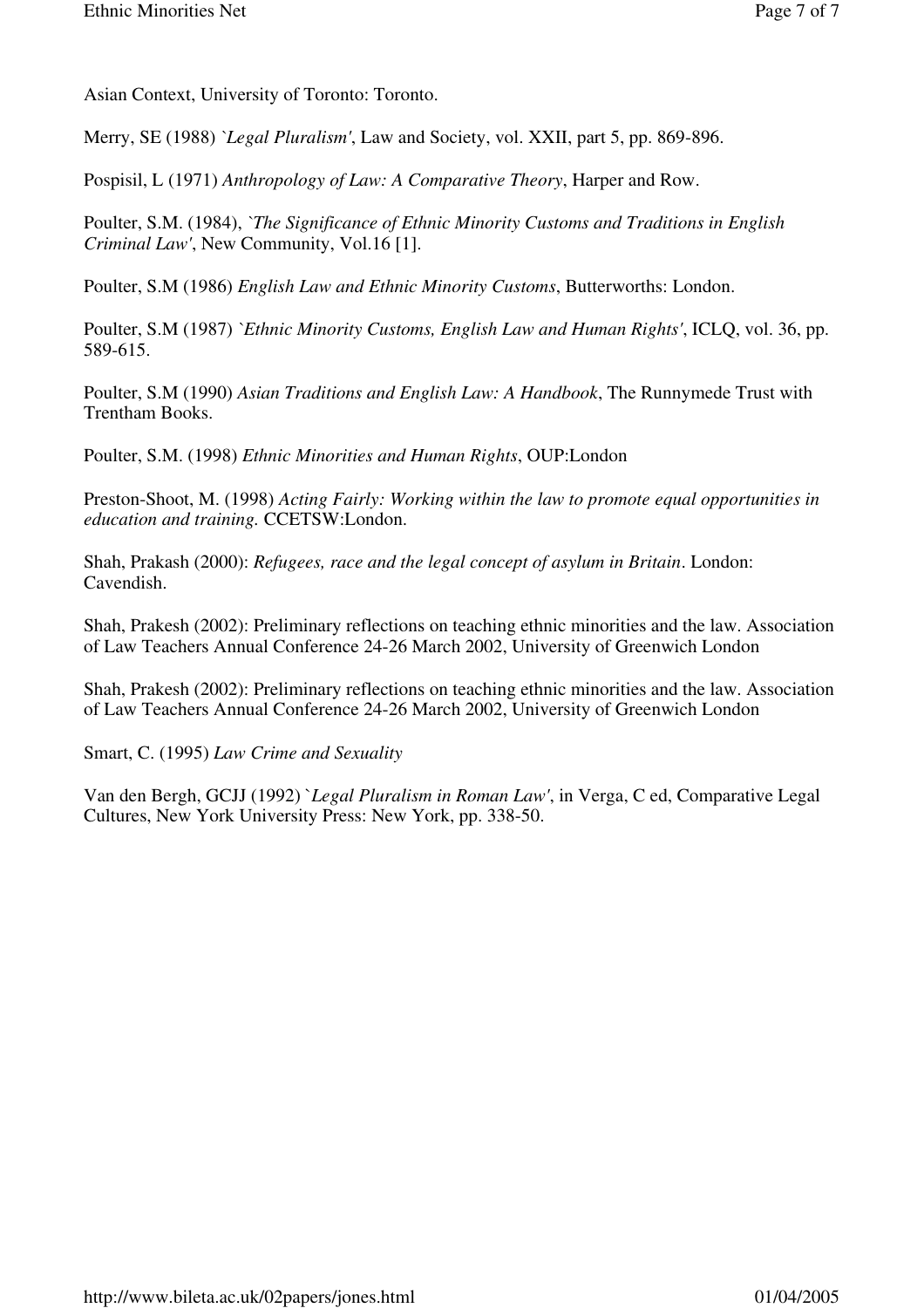Asian Context, University of Toronto: Toronto.

Merry, SE (1988) `*Legal Pluralism'*, Law and Society, vol. XXII, part 5, pp. 869-896.

Pospisil, L (1971) *Anthropology of Law: A Comparative Theory*, Harper and Row.

Poulter, S.M. (1984), `*The Significance of Ethnic Minority Customs and Traditions in English Criminal Law'*, New Community, Vol.16 [1].

Poulter, S.M (1986) *English Law and Ethnic Minority Customs*, Butterworths: London.

Poulter, S.M (1987) `*Ethnic Minority Customs, English Law and Human Rights'*, ICLQ, vol. 36, pp. 589-615.

Poulter, S.M (1990) *Asian Traditions and English Law: A Handbook*, The Runnymede Trust with Trentham Books.

Poulter, S.M. (1998) *Ethnic Minorities and Human Rights*, OUP:London

Preston-Shoot, M. (1998) *Acting Fairly: Working within the law to promote equal opportunities in education and training.* CCETSW:London.

Shah, Prakash (2000): *Refugees, race and the legal concept of asylum in Britain*. London: Cavendish.

Shah, Prakesh (2002): Preliminary reflections on teaching ethnic minorities and the law. Association of Law Teachers Annual Conference 24-26 March 2002, University of Greenwich London

Shah, Prakesh (2002): Preliminary reflections on teaching ethnic minorities and the law. Association of Law Teachers Annual Conference 24-26 March 2002, University of Greenwich London

Smart, C. (1995) *Law Crime and Sexuality*

Van den Bergh, GCJJ (1992) `*Legal Pluralism in Roman Law'*, in Verga, C ed, Comparative Legal Cultures, New York University Press: New York, pp. 338-50.